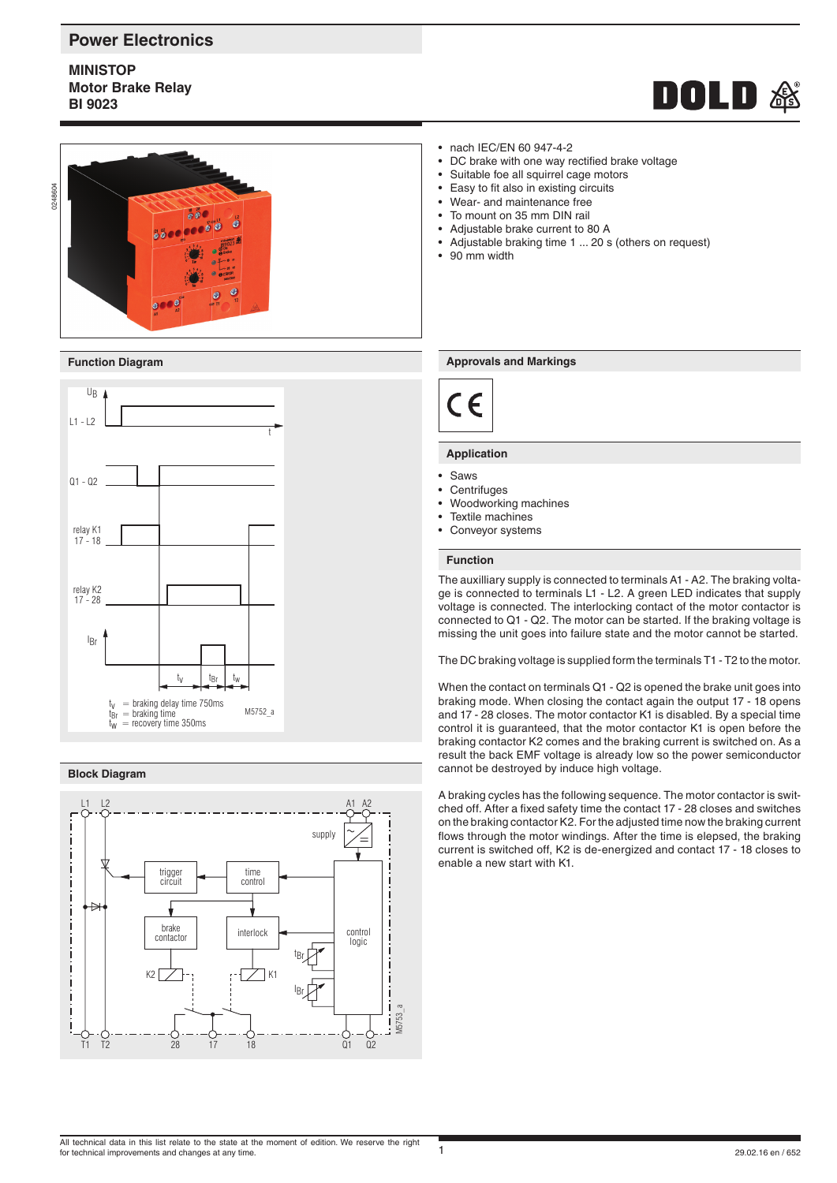# Power Electronics

**MINISTOP**
**Motor Brake Relay**
**BI 9023**

- nach IEC/EN 60 947-4-2
- DC brake with one way rectified brake voltage
- Suitable foe all squirrel cage motors
- Easy to fit also in existing circuits
- Wear- and maintenance free
- To mount on 35 mm DIN rail
- Adjustable brake current to 80 A
- Adjustable braking time 1 ... 20 s (others on request)
- 90 mm width

## Function Diagram

$t_V$ = braking delay time 750ms
$t_{Br}$ = braking time
$t_W$ = recovery time 350ms

M5752_a

## Block Diagram

M5753_a

## Approvals and Markings

CE

## Application

- Saws
- Centrifuges
- Woodworking machines
- Textile machines
- Conveyor systems

## Function

The auxilliary supply is connected to terminals A1 - A2. The braking voltage is connected to terminals L1 - L2. A green LED indicates that supply voltage is connected. The interlocking contact of the motor contactor is connected to Q1 - Q2. The motor can be started. If the braking voltage is missing the unit goes into failure state and the motor cannot be started.

The DC braking voltage is supplied form the terminals T1 - T2 to the motor.

When the contact on terminals Q1 - Q2 is opened the brake unit goes into braking mode. When closing the contact again the output 17 - 18 opens and 17 - 28 closes. The motor contactor K1 is disabled. By a special time control it is guaranteed, that the motor contactor K1 is open before the braking contactor K2 comes and the braking current is switched on. As a result the back EMF voltage is already low so the power semiconductor cannot be destroyed by induce high voltage.

A braking cycles has the following sequence. The motor contactor is switched off. After a fixed safety time the contact 17 - 28 closes and switches on the braking contactor K2. For the adjusted time now the braking current flows through the motor windings. After the time is elapsed, the braking current is switched off, K2 is de-energized and contact 17 - 18 closes to enable a new start with K1.

All technical data in this list relate to the state at the moment of edition. We reserve the right for technical improvements and changes at any time.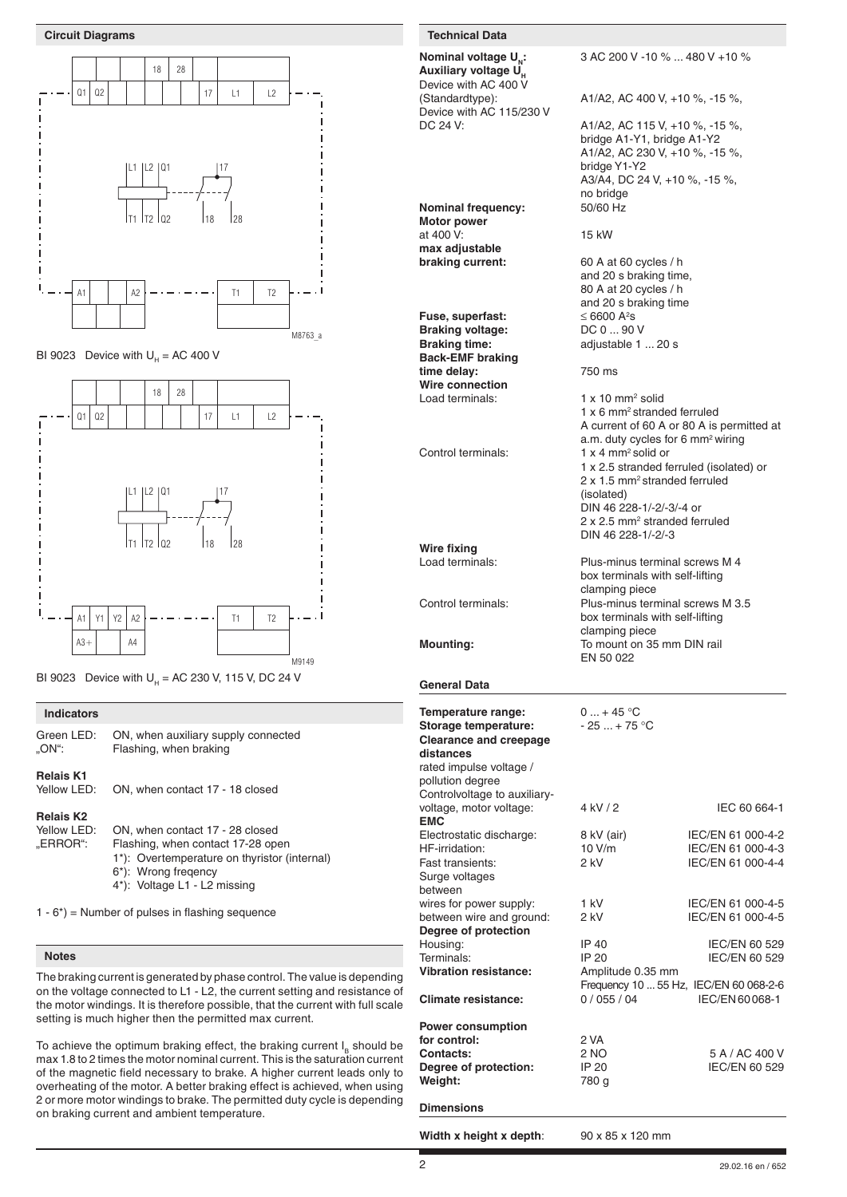## Circuit Diagrams

BI 9023 Device with $U_H$ = AC 400 V

BI 9023 Device with $U_H$ = AC 230 V, 115 V, DC 24 V

## Indicators

| | |
|---|---|
| Green LED: „ON": | ON, when auxiliary supply connected<br>Flashing, when braking |

**Relais K1**

| | |
|---|---|
| Yellow LED: | ON, when contact 17 - 18 closed |

**Relais K2**

| | |
|---|---|
| Yellow LED: | ON, when contact 17 - 28 closed |
| „ERROR": | Flashing, when contact 17-28 open<br>1*): Overtemperature on thyristor (internal)<br>6*): Wrong freqency<br>4*): Voltage L1 - L2 missing |

1 - 6*) = Number of pulses in flashing sequence

## Notes

The braking current is generated by phase control. The value is depending on the voltage connected to L1 - L2, the current setting and resistance of the motor windings. It is therefore possible, that the current with full scale setting is much higher then the permitted max current.

To achieve the optimum braking effect, the braking current $I_B$ should be max 1.8 to 2 times the motor nominal current. This is the saturation current of the magnetic field necessary to brake. A higher current leads only to overheating of the motor. A better braking effect is achieved, when using 2 or more motor windings to brake. The permitted duty cycle is depending on braking current and ambient temperature.

## Technical Data

| | |
|---|---|
| **Nominal voltage $U_N$:** | 3 AC 200 V -10 % ... 480 V +10 % |
| **Auxiliary voltage $U_H$** | |
| Device with AC 400 V (Standardtype): | A1/A2, AC 400 V, +10 %, -15 %, |
| Device with AC 115/230 V DC 24 V: | A1/A2, AC 115 V, +10 %, -15 %, bridge A1-Y1, bridge A1-Y2<br>A1/A2, AC 230 V, +10 %, -15 %, bridge Y1-Y2<br>A3/A4, DC 24 V, +10 %, -15 %, no bridge |
| **Nominal frequency:** | 50/60 Hz |
| **Motor power** at 400 V: | 15 kW |
| **max adjustable braking current:** | 60 A at 60 cycles / h and 20 s braking time,<br>80 A at 20 cycles / h and 20 s braking time |
| **Fuse, superfast:** | ≤ 6600 A²s |
| **Braking voltage:** | DC 0 ... 90 V |
| **Braking time:** | adjustable 1 ... 20 s |
| **Back-EMF braking time delay:** | 750 ms |
| **Wire connection** | |
| Load terminals: | 1 x 10 mm² solid<br>1 x 6 mm² stranded ferruled<br>A current of 60 A or 80 A is permitted at a.m. duty cycles for 6 mm² wiring |
| Control terminals: | 1 x 4 mm² solid or<br>1 x 2.5 stranded ferruled (isolated) or<br>2 x 1.5 mm² stranded ferruled (isolated)<br>DIN 46 228-1/-2/-3/-4 or<br>2 x 2.5 mm² stranded ferruled<br>DIN 46 228-1/-2/-3 |
| **Wire fixing** | |
| Load terminals: | Plus-minus terminal screws M 4 box terminals with self-lifting clamping piece |
| Control terminals: | Plus-minus terminal screws M 3.5 box terminals with self-lifting clamping piece |
| **Mounting:** | To mount on 35 mm DIN rail EN 50 022 |

## General Data

| | | |
|---|---|---|
| **Temperature range:** | 0 ... + 45 °C | |
| **Storage temperature:** | - 25 ... + 75 °C | |
| **Clearance and creepage distances** | | |
| rated impulse voltage / pollution degree Controlvoltage to auxiliary-voltage, motor voltage: | 4 kV / 2 | IEC 60 664-1 |
| **EMC** | | |
| Electrostatic discharge: | 8 kV (air) | IEC/EN 61 000-4-2 |
| HF-irridation: | 10 V/m | IEC/EN 61 000-4-3 |
| Fast transients: | 2 kV | IEC/EN 61 000-4-4 |
| Surge voltages between | | |
| wires for power supply: | 1 kV | IEC/EN 61 000-4-5 |
| between wire and ground: | 2 kV | IEC/EN 61 000-4-5 |
| **Degree of protection** | | |
| Housing: | IP 40 | IEC/EN 60 529 |
| Terminals: | IP 20 | IEC/EN 60 529 |
| **Vibration resistance:** | Amplitude 0.35 mm Frequency 10 ... 55 Hz, | IEC/EN 60 068-2-6 |
| **Climate resistance:** | 0 / 055 / 04 | IEC/EN 60 068-1 |
| **Power consumption for control:** | 2 VA | |
| **Contacts:** | 2 NO | 5 A / AC 400 V |
| **Degree of protection:** | IP 20 | IEC/EN 60 529 |
| **Weight:** | 780 g | |

## Dimensions

| | |
|---|---|
| **Width x height x depth**: | 90 x 85 x 120 mm |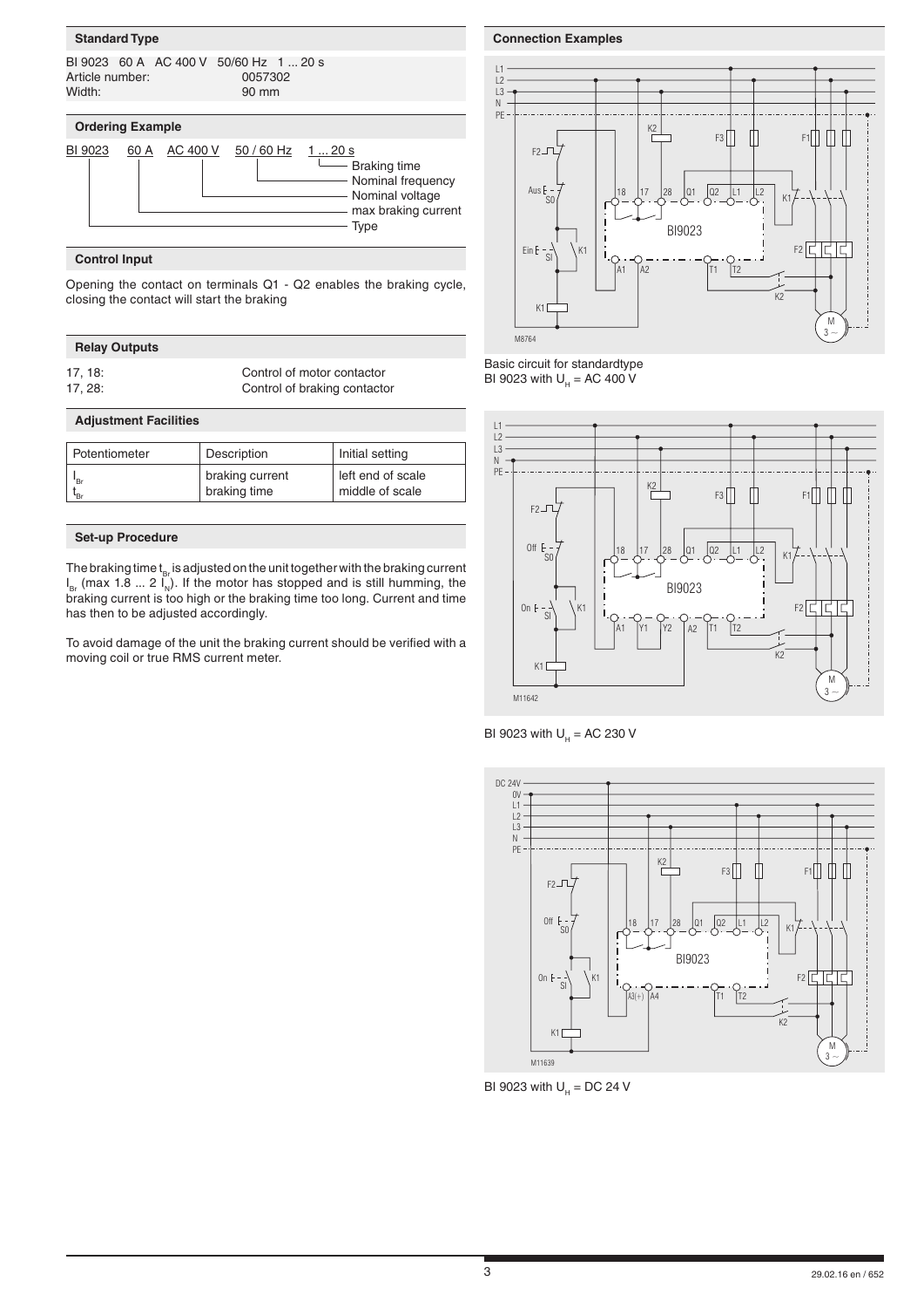## Standard Type

BI 9023 60 A AC 400 V 50/60 Hz 1 ... 20 s
Article number: 0057302
Width: 90 mm

## Ordering Example

BI 9023 60 A AC 400 V 50 / 60 Hz 1 ... 20 s

- Braking time
- Nominal frequency
- Nominal voltage
- max braking current
- Type

## Control Input

Opening the contact on terminals Q1 - Q2 enables the braking cycle, closing the contact will start the braking

## Relay Outputs

| | |
|---|---|
| 17, 18: | Control of motor contactor |
| 17, 28: | Control of braking contactor |

## Adjustment Facilities

| Potentiometer | Description | Initial setting |
|---|---|---|
| $I_{Br}$ | braking current | left end of scale |
| $t_{Br}$ | braking time | middle of scale |

## Set-up Procedure

The braking time $t_{Br}$ is adjusted on the unit together with the braking current $I_{Br}$ (max 1.8 ... 2 $I_N$). If the motor has stopped and is still humming, the braking current is too high or the braking time too long. Current and time has then to be adjusted accordingly.

To avoid damage of the unit the braking current should be verified with a moving coil or true RMS current meter.

## Connection Examples

Basic circuit for standardtype BI 9023 with $U_H$ = AC 400 V

BI 9023 with $U_H$ = AC 230 V

BI 9023 with $U_H$ = DC 24 V